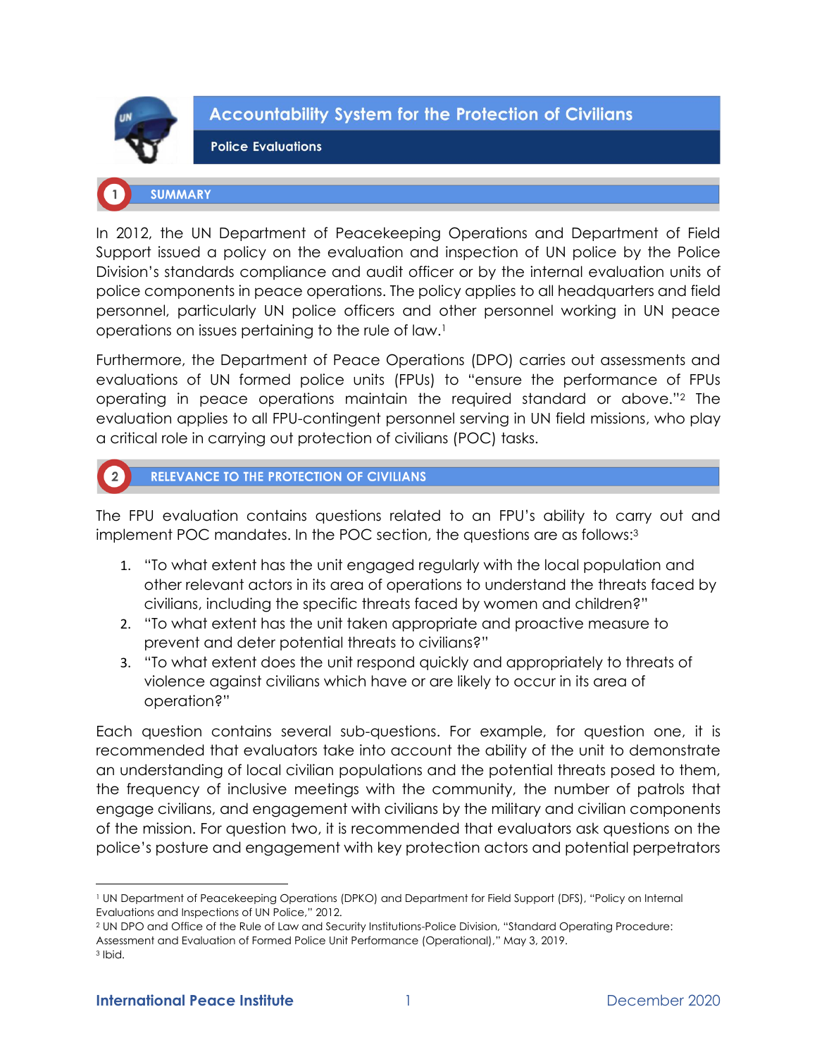# Accountability System for the Protection of Civilians

## Police Evaluations

## 1 SUMMARY

In 2012, the UN Department of Peacekeeping Operations and Department of Field Support issued a policy on the evaluation and inspection of UN police by the Police Division's standards compliance and audit officer or by the internal evaluation units of police components in peace operations. The policy applies to all headquarters and field personnel, particularly UN police officers and other personnel working in UN peace operations on issues pertaining to the rule of law.[1]

Furthermore, the Department of Peace Operations (DPO) carries out assessments and evaluations of UN formed police units (FPUs) to "ensure the performance of FPUs operating in peace operations maintain the required standard or above."[2] The evaluation applies to all FPU-contingent personnel serving in UN field missions, who play a critical role in carrying out protection of civilians (POC) tasks.

## 2 RELEVANCE TO THE PROTECTION OF CIVILIANS

The FPU evaluation contains questions related to an FPU's ability to carry out and implement POC mandates. In the POC section, the questions are as follows:[3]

1. "To what extent has the unit engaged regularly with the local population and other relevant actors in its area of operations to understand the threats faced by civilians, including the specific threats faced by women and children?"
2. "To what extent has the unit taken appropriate and proactive measure to prevent and deter potential threats to civilians?"
3. "To what extent does the unit respond quickly and appropriately to threats of violence against civilians which have or are likely to occur in its area of operation?"

Each question contains several sub-questions. For example, for question one, it is recommended that evaluators take into account the ability of the unit to demonstrate an understanding of local civilian populations and the potential threats posed to them, the frequency of inclusive meetings with the community, the number of patrols that engage civilians, and engagement with civilians by the military and civilian components of the mission. For question two, it is recommended that evaluators ask questions on the police's posture and engagement with key protection actors and potential perpetrators

---

[1] UN Department of Peacekeeping Operations (DPKO) and Department for Field Support (DFS), "Policy on Internal Evaluations and Inspections of UN Police," 2012.

[2] UN DPO and Office of the Rule of Law and Security Institutions-Police Division, "Standard Operating Procedure: Assessment and Evaluation of Formed Police Unit Performance (Operational)," May 3, 2019.

[3] Ibid.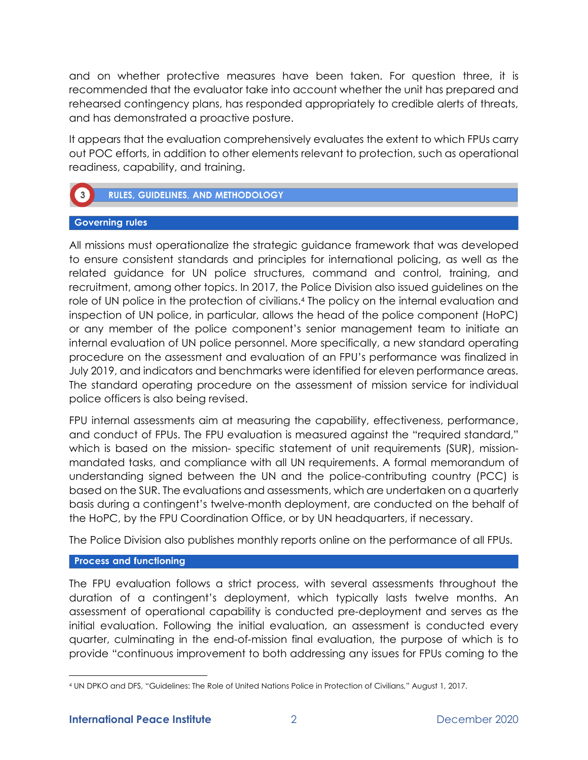and on whether protective measures have been taken. For question three, it is recommended that the evaluator take into account whether the unit has prepared and rehearsed contingency plans, has responded appropriately to credible alerts of threats, and has demonstrated a proactive posture.

It appears that the evaluation comprehensively evaluates the extent to which FPUs carry out POC efforts, in addition to other elements relevant to protection, such as operational readiness, capability, and training.

## 3 RULES, GUIDELINES, AND METHODOLOGY

### Governing rules

All missions must operationalize the strategic guidance framework that was developed to ensure consistent standards and principles for international policing, as well as the related guidance for UN police structures, command and control, training, and recruitment, among other topics. In 2017, the Police Division also issued guidelines on the role of UN police in the protection of civilians.[4] The policy on the internal evaluation and inspection of UN police, in particular, allows the head of the police component (HoPC) or any member of the police component's senior management team to initiate an internal evaluation of UN police personnel. More specifically, a new standard operating procedure on the assessment and evaluation of an FPU's performance was finalized in July 2019, and indicators and benchmarks were identified for eleven performance areas. The standard operating procedure on the assessment of mission service for individual police officers is also being revised.

FPU internal assessments aim at measuring the capability, effectiveness, performance, and conduct of FPUs. The FPU evaluation is measured against the "required standard," which is based on the mission- specific statement of unit requirements (SUR), mission-mandated tasks, and compliance with all UN requirements. A formal memorandum of understanding signed between the UN and the police-contributing country (PCC) is based on the SUR. The evaluations and assessments, which are undertaken on a quarterly basis during a contingent's twelve-month deployment, are conducted on the behalf of the HoPC, by the FPU Coordination Office, or by UN headquarters, if necessary.

The Police Division also publishes monthly reports online on the performance of all FPUs.

### Process and functioning

The FPU evaluation follows a strict process, with several assessments throughout the duration of a contingent's deployment, which typically lasts twelve months. An assessment of operational capability is conducted pre-deployment and serves as the initial evaluation. Following the initial evaluation, an assessment is conducted every quarter, culminating in the end-of-mission final evaluation, the purpose of which is to provide "continuous improvement to both addressing any issues for FPUs coming to the

---

[4] UN DPKO and DFS, "Guidelines: The Role of United Nations Police in Protection of Civilians," August 1, 2017.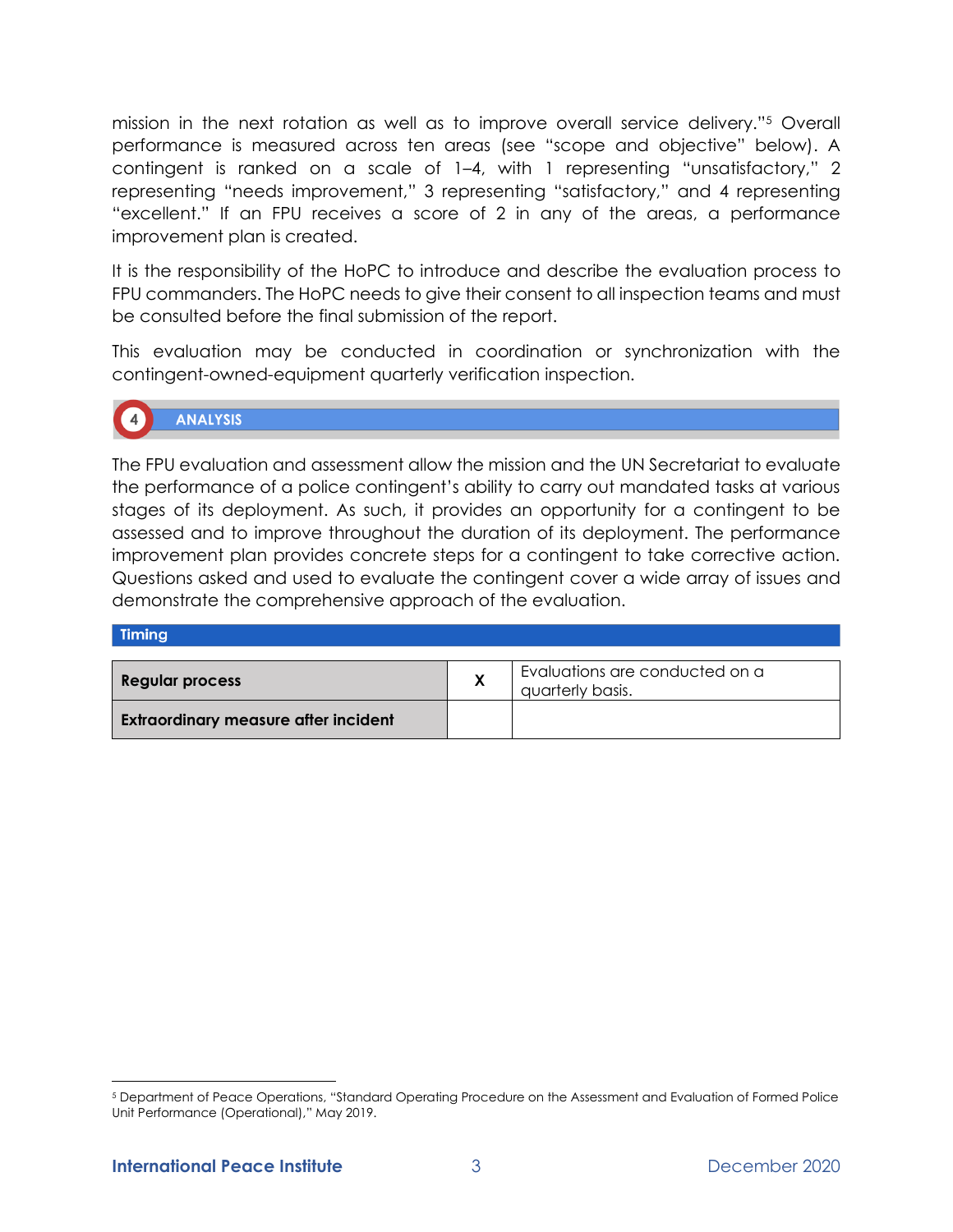mission in the next rotation as well as to improve overall service delivery."[5] Overall performance is measured across ten areas (see "scope and objective" below). A contingent is ranked on a scale of 1–4, with 1 representing "unsatisfactory," 2 representing "needs improvement," 3 representing "satisfactory," and 4 representing "excellent." If an FPU receives a score of 2 in any of the areas, a performance improvement plan is created.

It is the responsibility of the HoPC to introduce and describe the evaluation process to FPU commanders. The HoPC needs to give their consent to all inspection teams and must be consulted before the final submission of the report.

This evaluation may be conducted in coordination or synchronization with the contingent-owned-equipment quarterly verification inspection.

## 4 ANALYSIS

The FPU evaluation and assessment allow the mission and the UN Secretariat to evaluate the performance of a police contingent's ability to carry out mandated tasks at various stages of its deployment. As such, it provides an opportunity for a contingent to be assessed and to improve throughout the duration of its deployment. The performance improvement plan provides concrete steps for a contingent to take corrective action. Questions asked and used to evaluate the contingent cover a wide array of issues and demonstrate the comprehensive approach of the evaluation.

### Timing

| | | |
|---|---|---|
| **Regular process** | **X** | Evaluations are conducted on a quarterly basis. |
| **Extraordinary measure after incident** | | |

[5] Department of Peace Operations, "Standard Operating Procedure on the Assessment and Evaluation of Formed Police Unit Performance (Operational)," May 2019.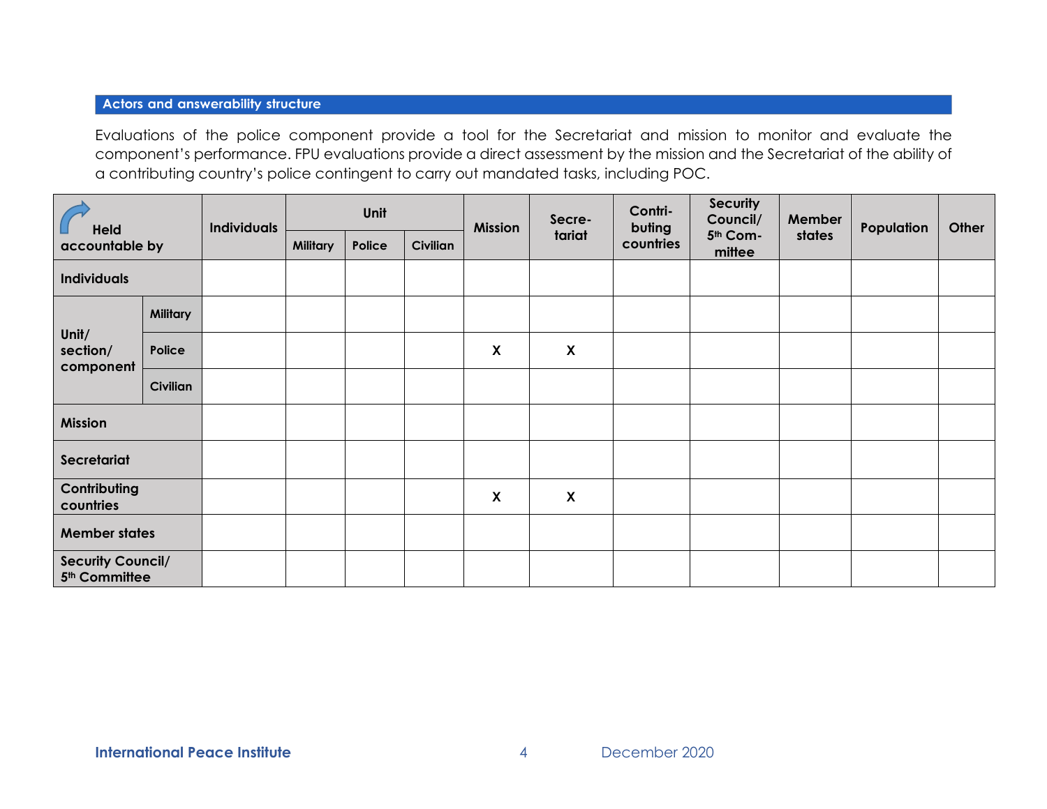## Actors and answerability structure

Evaluations of the police component provide a tool for the Secretariat and mission to monitor and evaluate the component's performance. FPU evaluations provide a direct assessment by the mission and the Secretariat of the ability of a contributing country's police contingent to carry out mandated tasks, including POC.

| Held accountable by | | Individuals | Unit | | | Mission | Secretariat | Contributing countries | Security Council/ 5th Committee | Member states | Population | Other |
|---|---|---|---|---|---|---|---|---|---|---|---|---|
| | | | Military | Police | Civilian | | | | | | | |
| Individuals | | | | | | | | | | | | |
| Unit/ section/ component | Military | | | | | | | | | | | |
| | Police | | | | | X | X | | | | | |
| | Civilian | | | | | | | | | | | |
| Mission | | | | | | | | | | | | |
| Secretariat | | | | | | | | | | | | |
| Contributing countries | | | | | | X | X | | | | | |
| Member states | | | | | | | | | | | | |
| Security Council/ 5th Committee | | | | | | | | | | | | |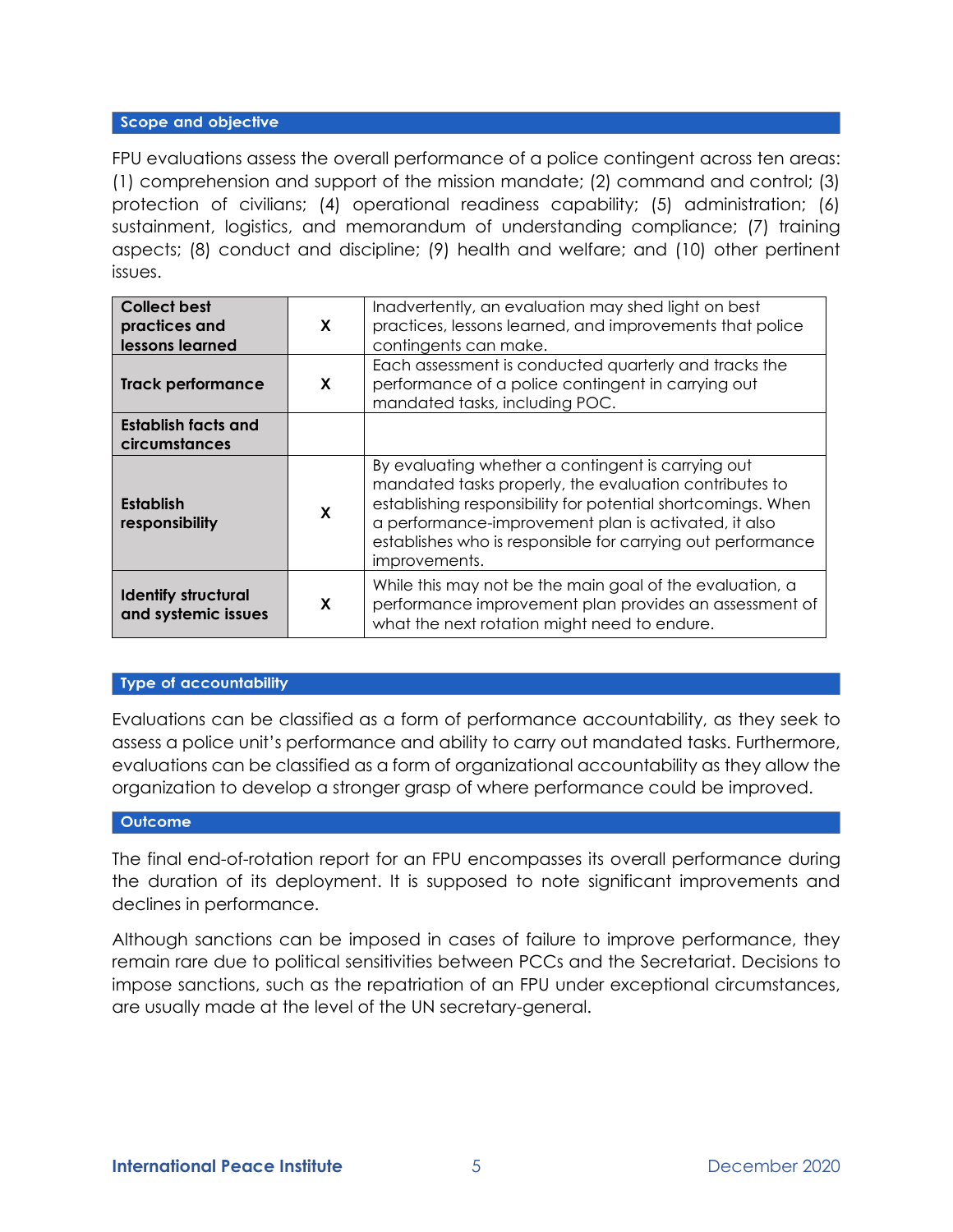## Scope and objective

FPU evaluations assess the overall performance of a police contingent across ten areas: (1) comprehension and support of the mission mandate; (2) command and control; (3) protection of civilians; (4) operational readiness capability; (5) administration; (6) sustainment, logistics, and memorandum of understanding compliance; (7) training aspects; (8) conduct and discipline; (9) health and welfare; and (10) other pertinent issues.

| | | |
|---|---|---|
| **Collect best practices and lessons learned** | X | Inadvertently, an evaluation may shed light on best practices, lessons learned, and improvements that police contingents can make. |
| **Track performance** | X | Each assessment is conducted quarterly and tracks the performance of a police contingent in carrying out mandated tasks, including POC. |
| **Establish facts and circumstances** | | |
| **Establish responsibility** | X | By evaluating whether a contingent is carrying out mandated tasks properly, the evaluation contributes to establishing responsibility for potential shortcomings. When a performance-improvement plan is activated, it also establishes who is responsible for carrying out performance improvements. |
| **Identify structural and systemic issues** | X | While this may not be the main goal of the evaluation, a performance improvement plan provides an assessment of what the next rotation might need to endure. |

## Type of accountability

Evaluations can be classified as a form of performance accountability, as they seek to assess a police unit's performance and ability to carry out mandated tasks. Furthermore, evaluations can be classified as a form of organizational accountability as they allow the organization to develop a stronger grasp of where performance could be improved.

## Outcome

The final end-of-rotation report for an FPU encompasses its overall performance during the duration of its deployment. It is supposed to note significant improvements and declines in performance.

Although sanctions can be imposed in cases of failure to improve performance, they remain rare due to political sensitivities between PCCs and the Secretariat. Decisions to impose sanctions, such as the repatriation of an FPU under exceptional circumstances, are usually made at the level of the UN secretary-general.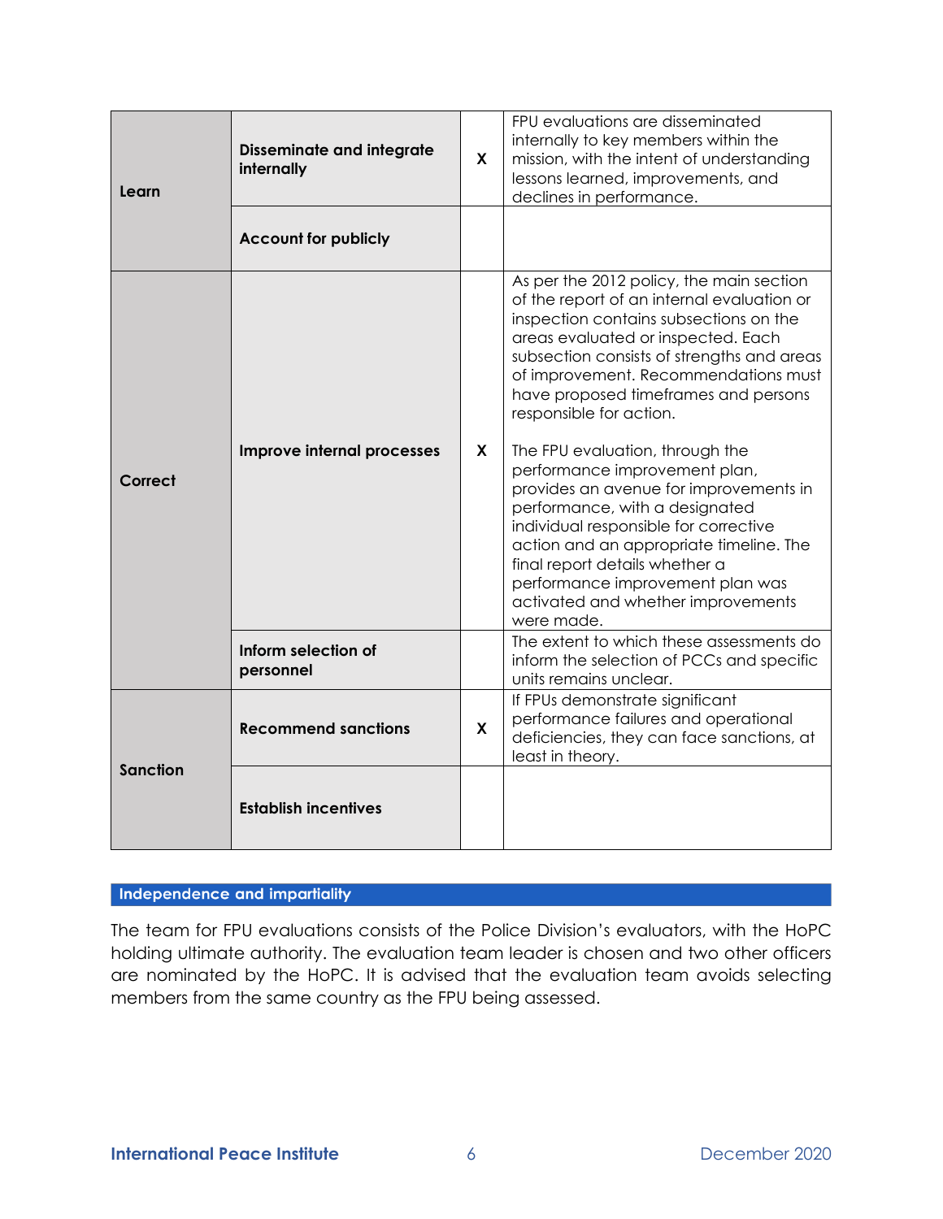| | | | |
|---|---|---|---|
| **Learn** | **Disseminate and integrate internally** | X | FPU evaluations are disseminated internally to key members within the mission, with the intent of understanding lessons learned, improvements, and declines in performance. |
| | **Account for publicly** | | |
| **Correct** | **Improve internal processes** | X | As per the 2012 policy, the main section of the report of an internal evaluation or inspection contains subsections on the areas evaluated or inspected. Each subsection consists of strengths and areas of improvement. Recommendations must have proposed timeframes and persons responsible for action.<br><br>The FPU evaluation, through the performance improvement plan, provides an avenue for improvements in performance, with a designated individual responsible for corrective action and an appropriate timeline. The final report details whether a performance improvement plan was activated and whether improvements were made. |
| | **Inform selection of personnel** | | The extent to which these assessments do inform the selection of PCCs and specific units remains unclear. |
| **Sanction** | **Recommend sanctions** | X | If FPUs demonstrate significant performance failures and operational deficiencies, they can face sanctions, at least in theory. |
| | **Establish incentives** | | |

## Independence and impartiality

The team for FPU evaluations consists of the Police Division's evaluators, with the HoPC holding ultimate authority. The evaluation team leader is chosen and two other officers are nominated by the HoPC. It is advised that the evaluation team avoids selecting members from the same country as the FPU being assessed.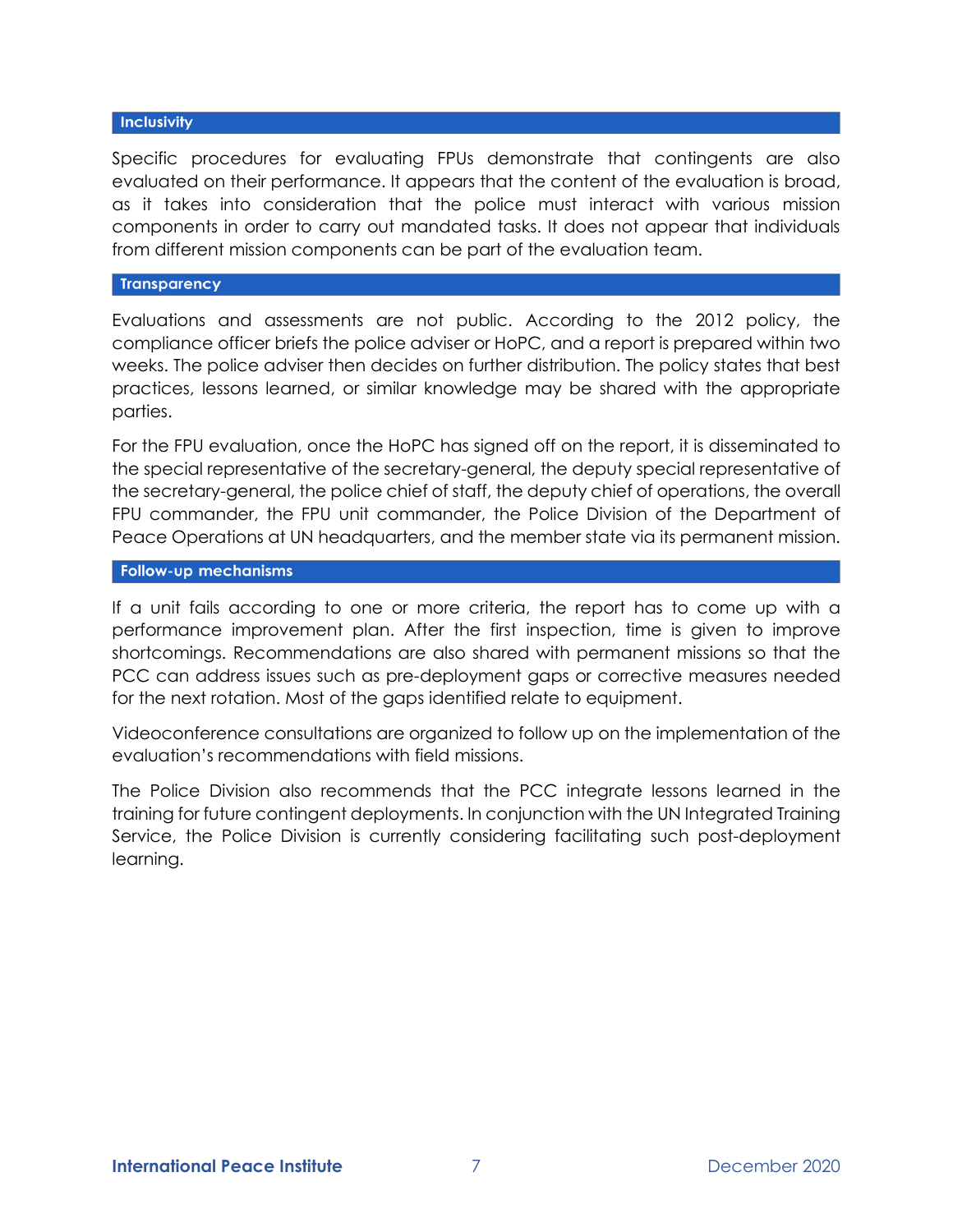### Inclusivity

Specific procedures for evaluating FPUs demonstrate that contingents are also evaluated on their performance. It appears that the content of the evaluation is broad, as it takes into consideration that the police must interact with various mission components in order to carry out mandated tasks. It does not appear that individuals from different mission components can be part of the evaluation team.

### Transparency

Evaluations and assessments are not public. According to the 2012 policy, the compliance officer briefs the police adviser or HoPC, and a report is prepared within two weeks. The police adviser then decides on further distribution. The policy states that best practices, lessons learned, or similar knowledge may be shared with the appropriate parties.

For the FPU evaluation, once the HoPC has signed off on the report, it is disseminated to the special representative of the secretary-general, the deputy special representative of the secretary-general, the police chief of staff, the deputy chief of operations, the overall FPU commander, the FPU unit commander, the Police Division of the Department of Peace Operations at UN headquarters, and the member state via its permanent mission.

### Follow-up mechanisms

If a unit fails according to one or more criteria, the report has to come up with a performance improvement plan. After the first inspection, time is given to improve shortcomings. Recommendations are also shared with permanent missions so that the PCC can address issues such as pre-deployment gaps or corrective measures needed for the next rotation. Most of the gaps identified relate to equipment.

Videoconference consultations are organized to follow up on the implementation of the evaluation's recommendations with field missions.

The Police Division also recommends that the PCC integrate lessons learned in the training for future contingent deployments. In conjunction with the UN Integrated Training Service, the Police Division is currently considering facilitating such post-deployment learning.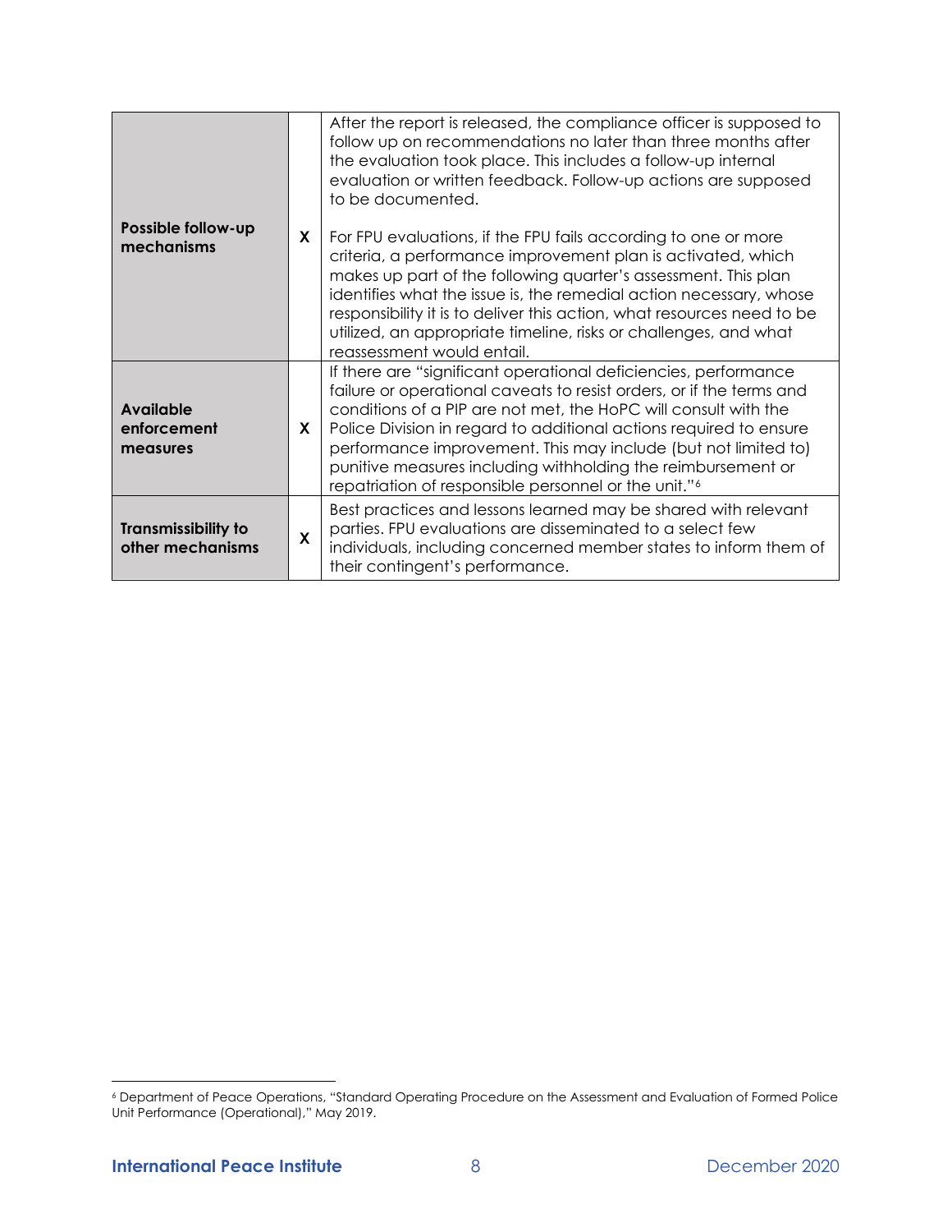| | | |
|---|---|---|
| **Possible follow-up mechanisms** | X | After the report is released, the compliance officer is supposed to follow up on recommendations no later than three months after the evaluation took place. This includes a follow-up internal evaluation or written feedback. Follow-up actions are supposed to be documented.<br><br>For FPU evaluations, if the FPU fails according to one or more criteria, a performance improvement plan is activated, which makes up part of the following quarter's assessment. This plan identifies what the issue is, the remedial action necessary, whose responsibility it is to deliver this action, what resources need to be utilized, an appropriate timeline, risks or challenges, and what reassessment would entail. |
| **Available enforcement measures** | X | If there are "significant operational deficiencies, performance failure or operational caveats to resist orders, or if the terms and conditions of a PIP are not met, the HoPC will consult with the Police Division in regard to additional actions required to ensure performance improvement. This may include (but not limited to) punitive measures including withholding the reimbursement or repatriation of responsible personnel or the unit."[6] |
| **Transmissibility to other mechanisms** | X | Best practices and lessons learned may be shared with relevant parties. FPU evaluations are disseminated to a select few individuals, including concerned member states to inform them of their contingent's performance. |

[6] Department of Peace Operations, "Standard Operating Procedure on the Assessment and Evaluation of Formed Police Unit Performance (Operational)," May 2019.